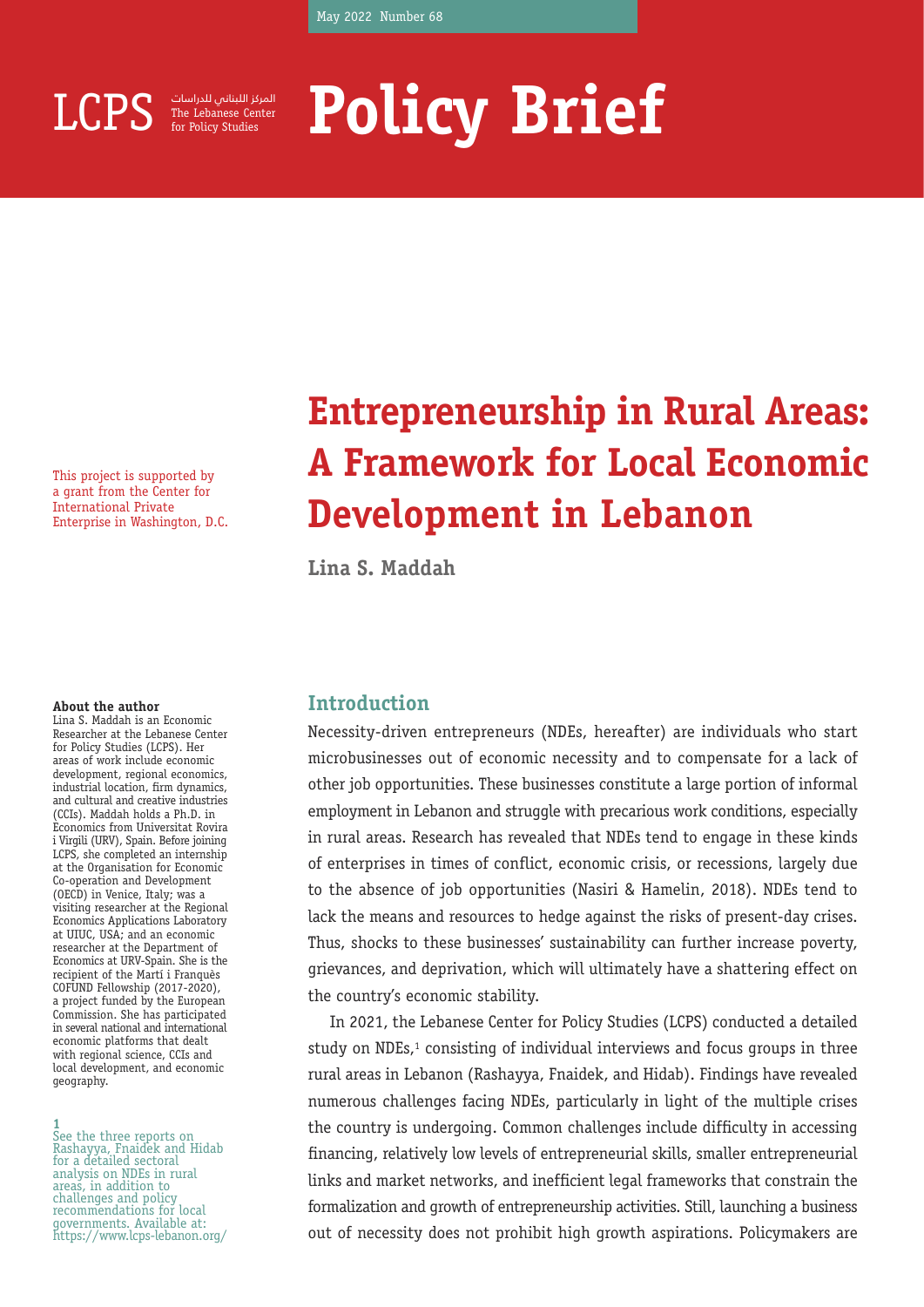May 2022 Number 68

LCPS المركز اللبناني للدراسات The Lebanese Center for Policy Studies

# Policy Brief

This project is supported by a grant from the Center for International Private Enterprise in Washington, D.C.

# Entrepreneurship in Rural Areas: A Framework for Local Economic Development in Lebanon

**Lina S. Maddah**

**About the author**
Lina S. Maddah is an Economic Researcher at the Lebanese Center for Policy Studies (LCPS). Her areas of work include economic development, regional economics, industrial location, firm dynamics, and cultural and creative industries (CCIs). Maddah holds a Ph.D. in Economics from Universitat Rovira i Virgili (URV), Spain. Before joining LCPS, she completed an internship at the Organisation for Economic Co-operation and Development (OECD) in Venice, Italy; was a visiting researcher at the Regional Economics Applications Laboratory at UIUC, USA; and an economic researcher at the Department of Economics at URV-Spain. She is the recipient of the Martí i Franquès COFUND Fellowship (2017-2020), a project funded by the European Commission. She has participated in several national and international economic platforms that dealt with regional science, CCIs and local development, and economic geography.

## Introduction

Necessity-driven entrepreneurs (NDEs, hereafter) are individuals who start microbusinesses out of economic necessity and to compensate for a lack of other job opportunities. These businesses constitute a large portion of informal employment in Lebanon and struggle with precarious work conditions, especially in rural areas. Research has revealed that NDEs tend to engage in these kinds of enterprises in times of conflict, economic crisis, or recessions, largely due to the absence of job opportunities (Nasiri & Hamelin, 2018). NDEs tend to lack the means and resources to hedge against the risks of present-day crises. Thus, shocks to these businesses' sustainability can further increase poverty, grievances, and deprivation, which will ultimately have a shattering effect on the country's economic stability.

In 2021, the Lebanese Center for Policy Studies (LCPS) conducted a detailed study on NDEs,[1] consisting of individual interviews and focus groups in three rural areas in Lebanon (Rashayya, Fnaidek, and Hidab). Findings have revealed numerous challenges facing NDEs, particularly in light of the multiple crises the country is undergoing. Common challenges include difficulty in accessing financing, relatively low levels of entrepreneurial skills, smaller entrepreneurial links and market networks, and inefficient legal frameworks that constrain the formalization and growth of entrepreneurship activities. Still, launching a business out of necessity does not prohibit high growth aspirations. Policymakers are

[1] See the three reports on Rashayya, Fnaidek and Hidab for a detailed sectoral analysis on NDEs in rural areas, in addition to challenges and policy recommendations for local governments. Available at: https://www.lcps-lebanon.org/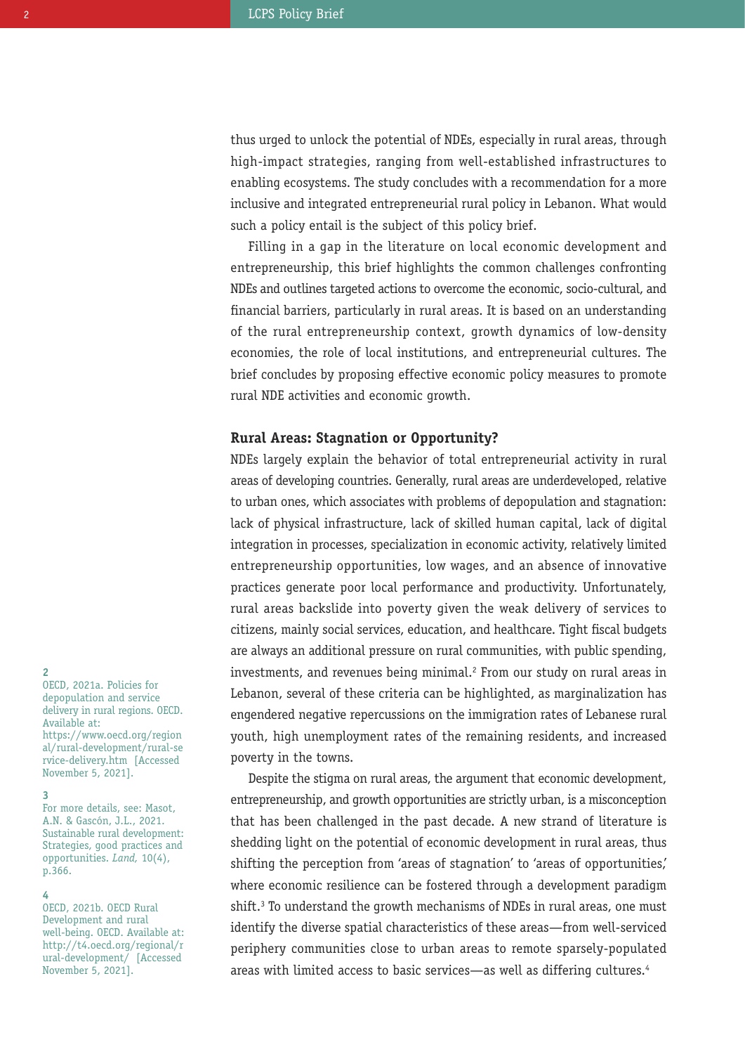thus urged to unlock the potential of NDEs, especially in rural areas, through high-impact strategies, ranging from well-established infrastructures to enabling ecosystems. The study concludes with a recommendation for a more inclusive and integrated entrepreneurial rural policy in Lebanon. What would such a policy entail is the subject of this policy brief.

Filling in a gap in the literature on local economic development and entrepreneurship, this brief highlights the common challenges confronting NDEs and outlines targeted actions to overcome the economic, socio-cultural, and financial barriers, particularly in rural areas. It is based on an understanding of the rural entrepreneurship context, growth dynamics of low-density economies, the role of local institutions, and entrepreneurial cultures. The brief concludes by proposing effective economic policy measures to promote rural NDE activities and economic growth.

### Rural Areas: Stagnation or Opportunity?

NDEs largely explain the behavior of total entrepreneurial activity in rural areas of developing countries. Generally, rural areas are underdeveloped, relative to urban ones, which associates with problems of depopulation and stagnation: lack of physical infrastructure, lack of skilled human capital, lack of digital integration in processes, specialization in economic activity, relatively limited entrepreneurship opportunities, low wages, and an absence of innovative practices generate poor local performance and productivity. Unfortunately, rural areas backslide into poverty given the weak delivery of services to citizens, mainly social services, education, and healthcare. Tight fiscal budgets are always an additional pressure on rural communities, with public spending, investments, and revenues being minimal.[2] From our study on rural areas in Lebanon, several of these criteria can be highlighted, as marginalization has engendered negative repercussions on the immigration rates of Lebanese rural youth, high unemployment rates of the remaining residents, and increased poverty in the towns.

Despite the stigma on rural areas, the argument that economic development, entrepreneurship, and growth opportunities are strictly urban, is a misconception that has been challenged in the past decade. A new strand of literature is shedding light on the potential of economic development in rural areas, thus shifting the perception from 'areas of stagnation' to 'areas of opportunities,' where economic resilience can be fostered through a development paradigm shift.[3] To understand the growth mechanisms of NDEs in rural areas, one must identify the diverse spatial characteristics of these areas—from well-serviced periphery communities close to urban areas to remote sparsely-populated areas with limited access to basic services—as well as differing cultures.[4]

---

[2] OECD, 2021a. Policies for depopulation and service delivery in rural regions. OECD. Available at: https://www.oecd.org/regional/rural-development/rural-service-delivery.htm [Accessed November 5, 2021].

[3] For more details, see: Masot, A.N. & Gascón, J.L., 2021. Sustainable rural development: Strategies, good practices and opportunities. *Land,* 10(4), p.366.

[4] OECD, 2021b. OECD Rural Development and rural well-being. OECD. Available at: http://t4.oecd.org/regional/rural-development/ [Accessed November 5, 2021].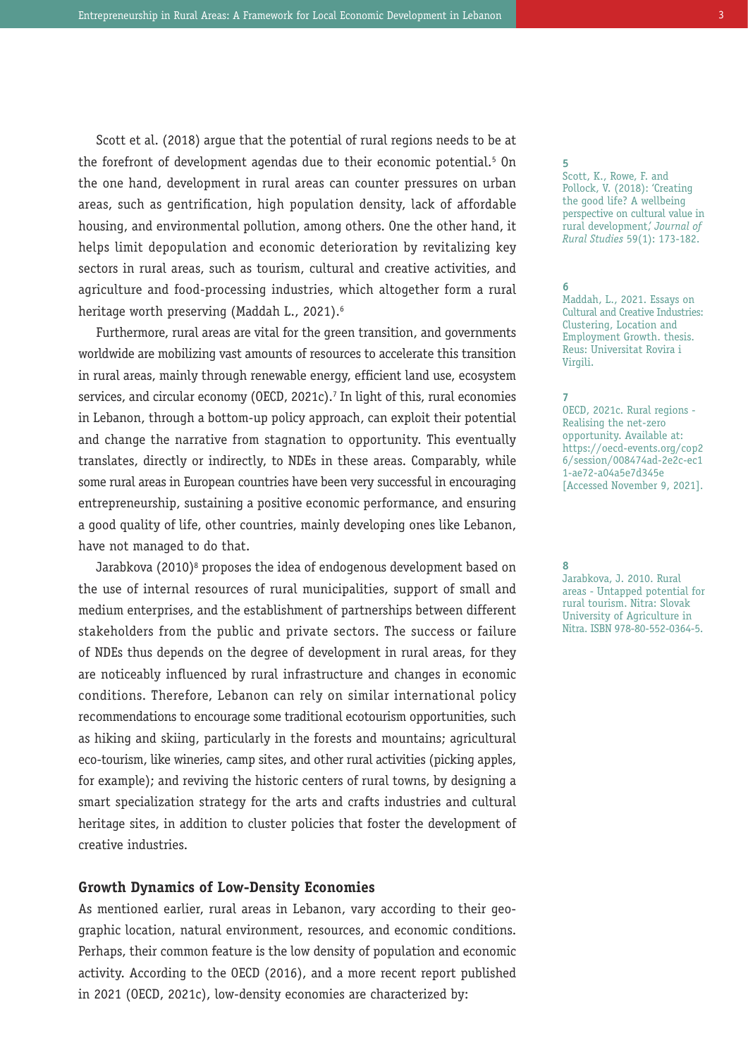Scott et al. (2018) argue that the potential of rural regions needs to be at the forefront of development agendas due to their economic potential.[5] On the one hand, development in rural areas can counter pressures on urban areas, such as gentrification, high population density, lack of affordable housing, and environmental pollution, among others. One the other hand, it helps limit depopulation and economic deterioration by revitalizing key sectors in rural areas, such as tourism, cultural and creative activities, and agriculture and food-processing industries, which altogether form a rural heritage worth preserving (Maddah L., 2021).[6]

Furthermore, rural areas are vital for the green transition, and governments worldwide are mobilizing vast amounts of resources to accelerate this transition in rural areas, mainly through renewable energy, efficient land use, ecosystem services, and circular economy (OECD, 2021c).[7] In light of this, rural economies in Lebanon, through a bottom-up policy approach, can exploit their potential and change the narrative from stagnation to opportunity. This eventually translates, directly or indirectly, to NDEs in these areas. Comparably, while some rural areas in European countries have been very successful in encouraging entrepreneurship, sustaining a positive economic performance, and ensuring a good quality of life, other countries, mainly developing ones like Lebanon, have not managed to do that.

Jarabkova (2010)[8] proposes the idea of endogenous development based on the use of internal resources of rural municipalities, support of small and medium enterprises, and the establishment of partnerships between different stakeholders from the public and private sectors. The success or failure of NDEs thus depends on the degree of development in rural areas, for they are noticeably influenced by rural infrastructure and changes in economic conditions. Therefore, Lebanon can rely on similar international policy recommendations to encourage some traditional ecotourism opportunities, such as hiking and skiing, particularly in the forests and mountains; agricultural eco-tourism, like wineries, camp sites, and other rural activities (picking apples, for example); and reviving the historic centers of rural towns, by designing a smart specialization strategy for the arts and crafts industries and cultural heritage sites, in addition to cluster policies that foster the development of creative industries.

## Growth Dynamics of Low-Density Economies

As mentioned earlier, rural areas in Lebanon, vary according to their geographic location, natural environment, resources, and economic conditions. Perhaps, their common feature is the low density of population and economic activity. According to the OECD (2016), and a more recent report published in 2021 (OECD, 2021c), low-density economies are characterized by:

---

5 Scott, K., Rowe, F. and Pollock, V. (2018): 'Creating the good life? A wellbeing perspective on cultural value in rural development,' *Journal of Rural Studies* 59(1): 173-182.

6 Maddah, L., 2021. Essays on Cultural and Creative Industries: Clustering, Location and Employment Growth. thesis. Reus: Universitat Rovira i Virgili.

7 OECD, 2021c. Rural regions - Realising the net-zero opportunity. Available at: https://oecd-events.org/cop26/session/008474ad-2e2c-ec11-ae72-a04a5e7d345e [Accessed November 9, 2021].

8 Jarabkova, J. 2010. Rural areas - Untapped potential for rural tourism. Nitra: Slovak University of Agriculture in Nitra. ISBN 978-80-552-0364-5.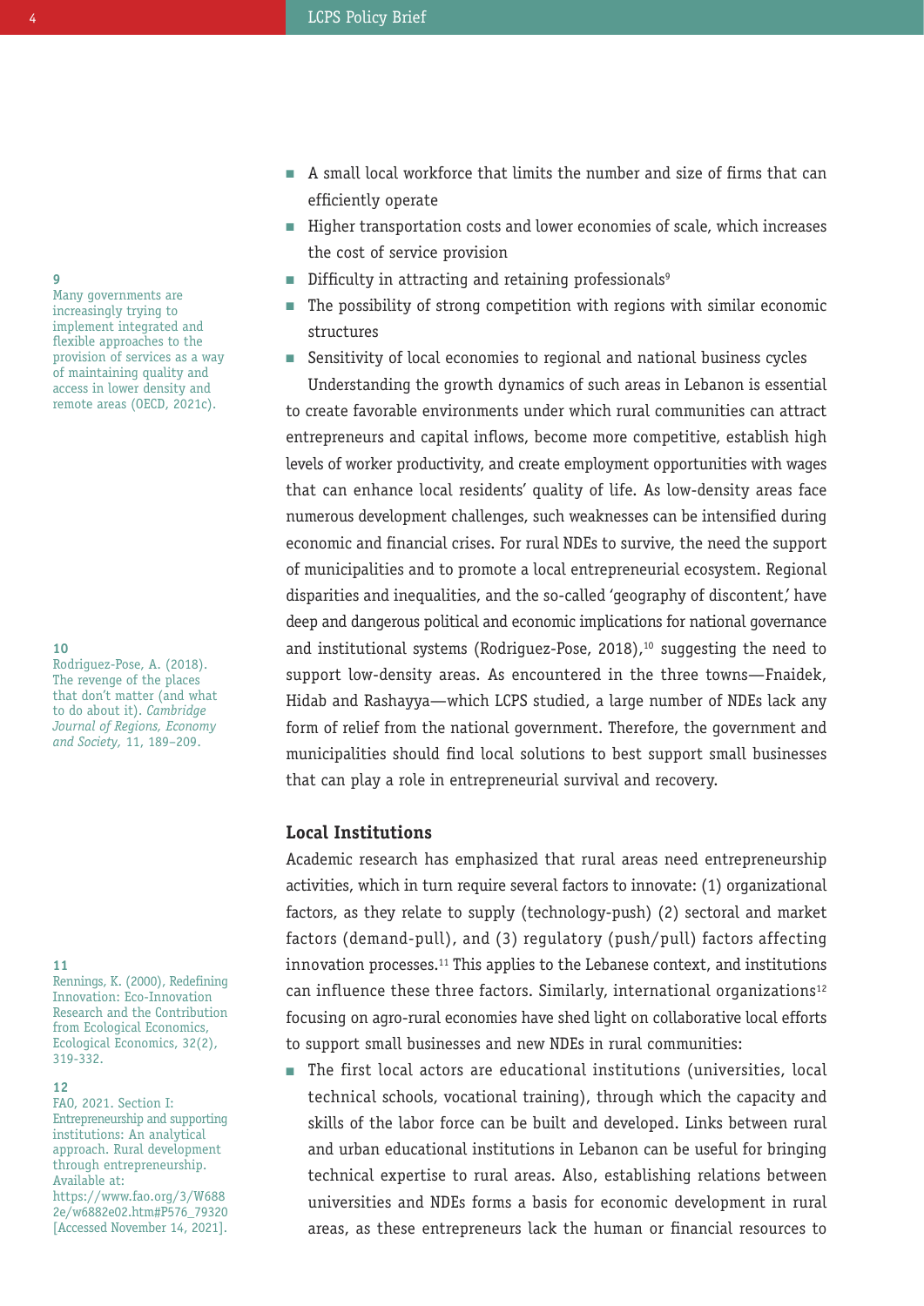- A small local workforce that limits the number and size of firms that can efficiently operate
- Higher transportation costs and lower economies of scale, which increases the cost of service provision
- Difficulty in attracting and retaining professionals[9]
- The possibility of strong competition with regions with similar economic structures
- Sensitivity of local economies to regional and national business cycles

Understanding the growth dynamics of such areas in Lebanon is essential to create favorable environments under which rural communities can attract entrepreneurs and capital inflows, become more competitive, establish high levels of worker productivity, and create employment opportunities with wages that can enhance local residents' quality of life. As low-density areas face numerous development challenges, such weaknesses can be intensified during economic and financial crises. For rural NDEs to survive, the need the support of municipalities and to promote a local entrepreneurial ecosystem. Regional disparities and inequalities, and the so-called 'geography of discontent,' have deep and dangerous political and economic implications for national governance and institutional systems (Rodriguez-Pose, 2018),[10] suggesting the need to support low-density areas. As encountered in the three towns—Fnaidek, Hidab and Rashayya—which LCPS studied, a large number of NDEs lack any form of relief from the national government. Therefore, the government and municipalities should find local solutions to best support small businesses that can play a role in entrepreneurial survival and recovery.

### Local Institutions

Academic research has emphasized that rural areas need entrepreneurship activities, which in turn require several factors to innovate: (1) organizational factors, as they relate to supply (technology-push) (2) sectoral and market factors (demand-pull), and (3) regulatory (push/pull) factors affecting innovation processes.[11] This applies to the Lebanese context, and institutions can influence these three factors. Similarly, international organizations[12] focusing on agro-rural economies have shed light on collaborative local efforts to support small businesses and new NDEs in rural communities:

- The first local actors are educational institutions (universities, local technical schools, vocational training), through which the capacity and skills of the labor force can be built and developed. Links between rural and urban educational institutions in Lebanon can be useful for bringing technical expertise to rural areas. Also, establishing relations between universities and NDEs forms a basis for economic development in rural areas, as these entrepreneurs lack the human or financial resources to

---

9 Many governments are increasingly trying to implement integrated and flexible approaches to the provision of services as a way of maintaining quality and access in lower density and remote areas (OECD, 2021c).

10 Rodriguez-Pose, A. (2018). The revenge of the places that don't matter (and what to do about it). *Cambridge Journal of Regions, Economy and Society*, 11, 189–209.

11 Rennings, K. (2000), Redefining Innovation: Eco-Innovation Research and the Contribution from Ecological Economics, Ecological Economics, 32(2), 319-332.

12 FAO, 2021. Section I: Entrepreneurship and supporting institutions: An analytical approach. Rural development through entrepreneurship. Available at: https://www.fao.org/3/W6882e/w6882e02.htm#P576_79320 [Accessed November 14, 2021].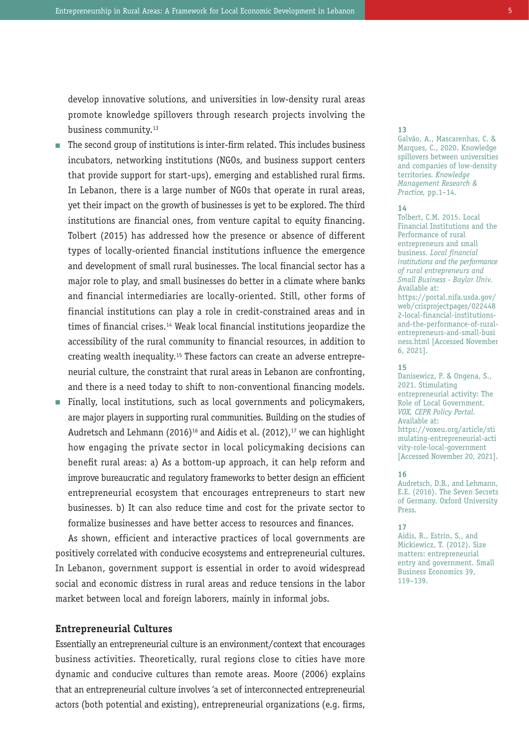develop innovative solutions, and universities in low-density rural areas promote knowledge spillovers through research projects involving the business community.[13]

- The second group of institutions is inter-firm related. This includes business incubators, networking institutions (NGOs, and business support centers that provide support for start-ups), emerging and established rural firms. In Lebanon, there is a large number of NGOs that operate in rural areas, yet their impact on the growth of businesses is yet to be explored. The third institutions are financial ones, from venture capital to equity financing. Tolbert (2015) has addressed how the presence or absence of different types of locally-oriented financial institutions influence the emergence and development of small rural businesses. The local financial sector has a major role to play, and small businesses do better in a climate where banks and financial intermediaries are locally-oriented. Still, other forms of financial institutions can play a role in credit-constrained areas and in times of financial crises.[14] Weak local financial institutions jeopardize the accessibility of the rural community to financial resources, in addition to creating wealth inequality.[15] These factors can create an adverse entrepreneurial culture, the constraint that rural areas in Lebanon are confronting, and there is a need today to shift to non-conventional financing models.
- Finally, local institutions, such as local governments and policymakers, are major players in supporting rural communities. Building on the studies of Audretsch and Lehmann (2016)[16] and Aidis et al. (2012),[17] we can highlight how engaging the private sector in local policymaking decisions can benefit rural areas: a) As a bottom-up approach, it can help reform and improve bureaucratic and regulatory frameworks to better design an efficient entrepreneurial ecosystem that encourages entrepreneurs to start new businesses. b) It can also reduce time and cost for the private sector to formalize businesses and have better access to resources and finances.

As shown, efficient and interactive practices of local governments are positively correlated with conducive ecosystems and entrepreneurial cultures. In Lebanon, government support is essential in order to avoid widespread social and economic distress in rural areas and reduce tensions in the labor market between local and foreign laborers, mainly in informal jobs.

### Entrepreneurial Cultures

Essentially an entrepreneurial culture is an environment/context that encourages business activities. Theoretically, rural regions close to cities have more dynamic and conducive cultures than remote areas. Moore (2006) explains that an entrepreneurial culture involves 'a set of interconnected entrepreneurial actors (both potential and existing), entrepreneurial organizations (e.g. firms,

---

**13** Galvão, A., Mascarenhas, C. & Marques, C., 2020. Knowledge spillovers between universities and companies of low-density territories. *Knowledge Management Research & Practice,* pp.1–14.

**14** Tolbert, C.M. 2015. Local Financial Institutions and the Performance of rural entrepreneurs and small business. *Local financial institutions and the performance of rural entrepreneurs and Small Business - Baylor Univ.* Available at: https://portal.nifa.usda.gov/web/crisprojectpages/0224482-local-financial-institutions-and-the-performance-of-rural-entrepreneurs-and-small-business.html [Accessed November 6, 2021].

**15** Danisewicz, P. & Ongena, S., 2021. Stimulating entrepreneurial activity: The Role of Local Government. *VOX, CEPR Policy Portal.* Available at: https://voxeu.org/article/stimulating-entrepreneurial-activity-role-local-government [Accessed November 20, 2021].

**16** Audretsch, D.B., and Lehmann, E.E. (2016). The Seven Secrets of Germany. Oxford University Press.

**17** Aidis, R., Estrin, S., and Mickiewicz, T. (2012). Size matters: entrepreneurial entry and government. Small Business Economics 39, 119–139.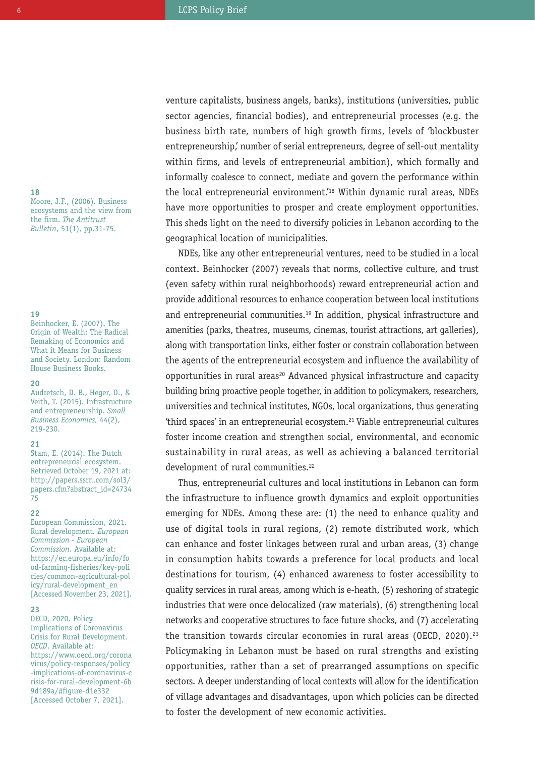venture capitalists, business angels, banks), institutions (universities, public sector agencies, financial bodies), and entrepreneurial processes (e.g. the business birth rate, numbers of high growth firms, levels of 'blockbuster entrepreneurship,' number of serial entrepreneurs, degree of sell-out mentality within firms, and levels of entrepreneurial ambition), which formally and informally coalesce to connect, mediate and govern the performance within the local entrepreneurial environment.'[18] Within dynamic rural areas, NDEs have more opportunities to prosper and create employment opportunities. This sheds light on the need to diversify policies in Lebanon according to the geographical location of municipalities.

NDEs, like any other entrepreneurial ventures, need to be studied in a local context. Beinhocker (2007) reveals that norms, collective culture, and trust (even safety within rural neighborhoods) reward entrepreneurial action and provide additional resources to enhance cooperation between local institutions and entrepreneurial communities.[19] In addition, physical infrastructure and amenities (parks, theatres, museums, cinemas, tourist attractions, art galleries), along with transportation links, either foster or constrain collaboration between the agents of the entrepreneurial ecosystem and influence the availability of opportunities in rural areas[20] Advanced physical infrastructure and capacity building bring proactive people together, in addition to policymakers, researchers, universities and technical institutes, NGOs, local organizations, thus generating 'third spaces' in an entrepreneurial ecosystem.[21] Viable entrepreneurial cultures foster income creation and strengthen social, environmental, and economic sustainability in rural areas, as well as achieving a balanced territorial development of rural communities.[22]

Thus, entrepreneurial cultures and local institutions in Lebanon can form the infrastructure to influence growth dynamics and exploit opportunities emerging for NDEs. Among these are: (1) the need to enhance quality and use of digital tools in rural regions, (2) remote distributed work, which can enhance and foster linkages between rural and urban areas, (3) change in consumption habits towards a preference for local products and local destinations for tourism, (4) enhanced awareness to foster accessibility to quality services in rural areas, among which is e-heath, (5) reshoring of strategic industries that were once delocalized (raw materials), (6) strengthening local networks and cooperative structures to face future shocks, and (7) accelerating the transition towards circular economies in rural areas (OECD, 2020).[23] Policymaking in Lebanon must be based on rural strengths and existing opportunities, rather than a set of prearranged assumptions on specific sectors. A deeper understanding of local contexts will allow for the identification of village advantages and disadvantages, upon which policies can be directed to foster the development of new economic activities.

---

**18** Moore, J.F., (2006). Business ecosystems and the view from the firm. *The Antitrust Bulletin*, 51(1), pp.31-75.

**19** Beinhocker, E. (2007). The Origin of Wealth: The Radical Remaking of Economics and What it Means for Business and Society. London: Random House Business Books.

**20** Audretsch, D. B., Heger, D., & Veith, T. (2015). Infrastructure and entrepreneurship. *Small Business Economics*, 44(2), 219-230.

**21** Stam, E. (2014). The Dutch entrepreneurial ecosystem. Retrieved October 19, 2021 at: http://papers.ssrn.com/sol3/papers.cfm?abstract_id=2473475

**22** European Commission, 2021. Rural development. *European Commission - European Commission*. Available at: https://ec.europa.eu/info/food-farming-fisheries/key-policies/common-agricultural-policy/rural-development_en [Accessed November 23, 2021].

**23** OECD, 2020. Policy Implications of Coronavirus Crisis for Rural Development. *OECD*. Available at: https://www.oecd.org/coronavirus/policy-responses/policy-implications-of-coronavirus-crisis-for-rural-development-6b9d189a/#figure-d1e332 [Accessed October 7, 2021].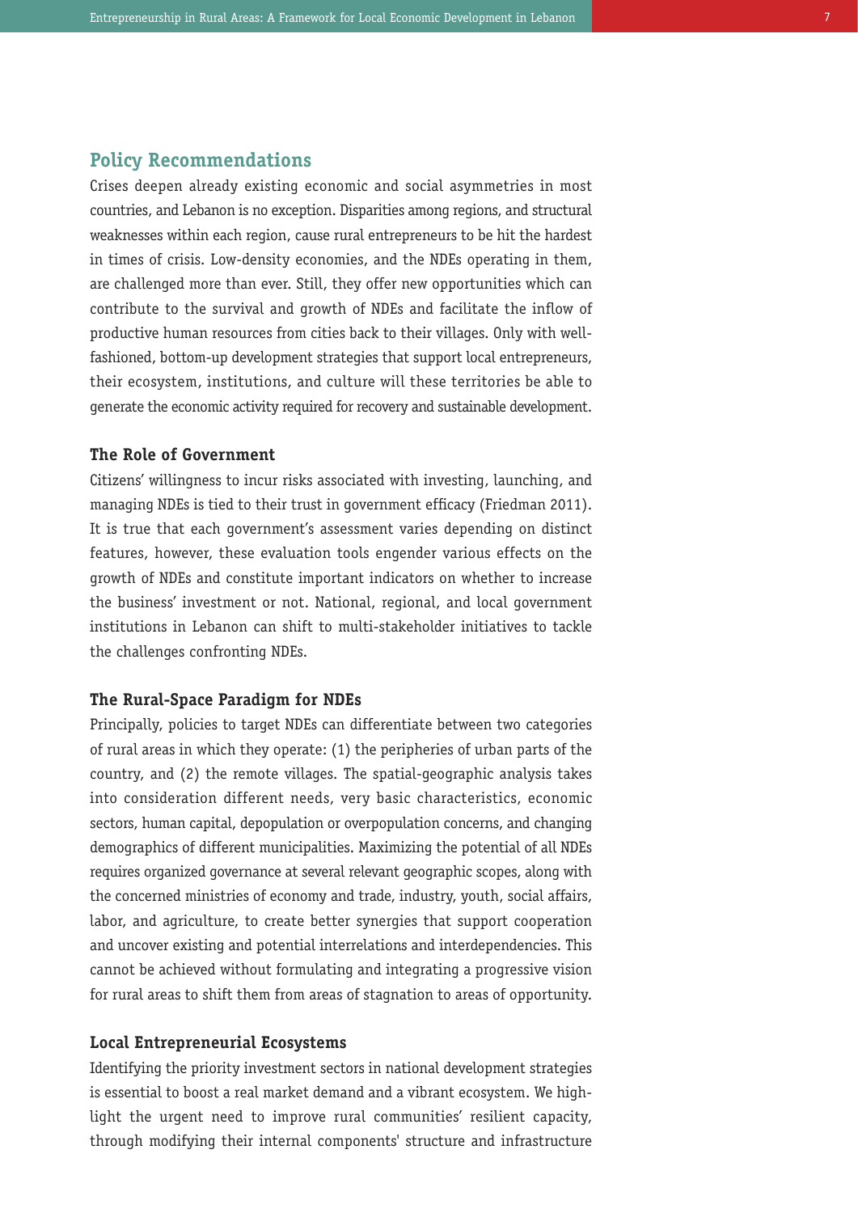## Policy Recommendations

Crises deepen already existing economic and social asymmetries in most countries, and Lebanon is no exception. Disparities among regions, and structural weaknesses within each region, cause rural entrepreneurs to be hit the hardest in times of crisis. Low-density economies, and the NDEs operating in them, are challenged more than ever. Still, they offer new opportunities which can contribute to the survival and growth of NDEs and facilitate the inflow of productive human resources from cities back to their villages. Only with well-fashioned, bottom-up development strategies that support local entrepreneurs, their ecosystem, institutions, and culture will these territories be able to generate the economic activity required for recovery and sustainable development.

### The Role of Government

Citizens' willingness to incur risks associated with investing, launching, and managing NDEs is tied to their trust in government efficacy (Friedman 2011). It is true that each government's assessment varies depending on distinct features, however, these evaluation tools engender various effects on the growth of NDEs and constitute important indicators on whether to increase the business' investment or not. National, regional, and local government institutions in Lebanon can shift to multi-stakeholder initiatives to tackle the challenges confronting NDEs.

### The Rural-Space Paradigm for NDEs

Principally, policies to target NDEs can differentiate between two categories of rural areas in which they operate: (1) the peripheries of urban parts of the country, and (2) the remote villages. The spatial-geographic analysis takes into consideration different needs, very basic characteristics, economic sectors, human capital, depopulation or overpopulation concerns, and changing demographics of different municipalities. Maximizing the potential of all NDEs requires organized governance at several relevant geographic scopes, along with the concerned ministries of economy and trade, industry, youth, social affairs, labor, and agriculture, to create better synergies that support cooperation and uncover existing and potential interrelations and interdependencies. This cannot be achieved without formulating and integrating a progressive vision for rural areas to shift them from areas of stagnation to areas of opportunity.

### Local Entrepreneurial Ecosystems

Identifying the priority investment sectors in national development strategies is essential to boost a real market demand and a vibrant ecosystem. We highlight the urgent need to improve rural communities' resilient capacity, through modifying their internal components' structure and infrastructure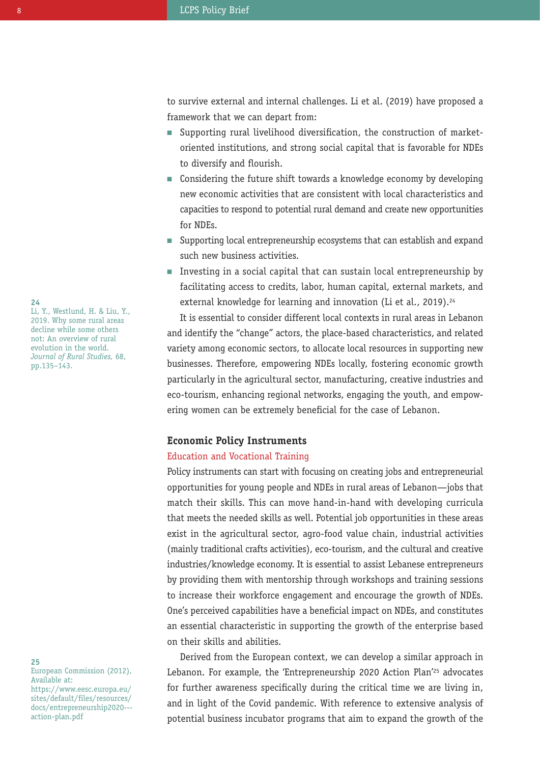to survive external and internal challenges. Li et al. (2019) have proposed a framework that we can depart from:

- Supporting rural livelihood diversification, the construction of market-oriented institutions, and strong social capital that is favorable for NDEs to diversify and flourish.
- Considering the future shift towards a knowledge economy by developing new economic activities that are consistent with local characteristics and capacities to respond to potential rural demand and create new opportunities for NDEs.
- Supporting local entrepreneurship ecosystems that can establish and expand such new business activities.
- Investing in a social capital that can sustain local entrepreneurship by facilitating access to credits, labor, human capital, external markets, and external knowledge for learning and innovation (Li et al., 2019).[24]

It is essential to consider different local contexts in rural areas in Lebanon and identify the "change" actors, the place-based characteristics, and related variety among economic sectors, to allocate local resources in supporting new businesses. Therefore, empowering NDEs locally, fostering economic growth particularly in the agricultural sector, manufacturing, creative industries and eco-tourism, enhancing regional networks, engaging the youth, and empowering women can be extremely beneficial for the case of Lebanon.

## Economic Policy Instruments

### Education and Vocational Training

Policy instruments can start with focusing on creating jobs and entrepreneurial opportunities for young people and NDEs in rural areas of Lebanon—jobs that match their skills. This can move hand-in-hand with developing curricula that meets the needed skills as well. Potential job opportunities in these areas exist in the agricultural sector, agro-food value chain, industrial activities (mainly traditional crafts activities), eco-tourism, and the cultural and creative industries/knowledge economy. It is essential to assist Lebanese entrepreneurs by providing them with mentorship through workshops and training sessions to increase their workforce engagement and encourage the growth of NDEs. One's perceived capabilities have a beneficial impact on NDEs, and constitutes an essential characteristic in supporting the growth of the enterprise based on their skills and abilities.

Derived from the European context, we can develop a similar approach in Lebanon. For example, the 'Entrepreneurship 2020 Action Plan'[25] advocates for further awareness specifically during the critical time we are living in, and in light of the Covid pandemic. With reference to extensive analysis of potential business incubator programs that aim to expand the growth of the

---

[24] Li, Y., Westlund, H. & Liu, Y., 2019. Why some rural areas decline while some others not: An overview of rural evolution in the world. *Journal of Rural Studies,* 68, pp.135–143.

[25] European Commission (2012), Available at: https://www.eesc.europa.eu/sites/default/files/resources/docs/entrepreneurship2020---action-plan.pdf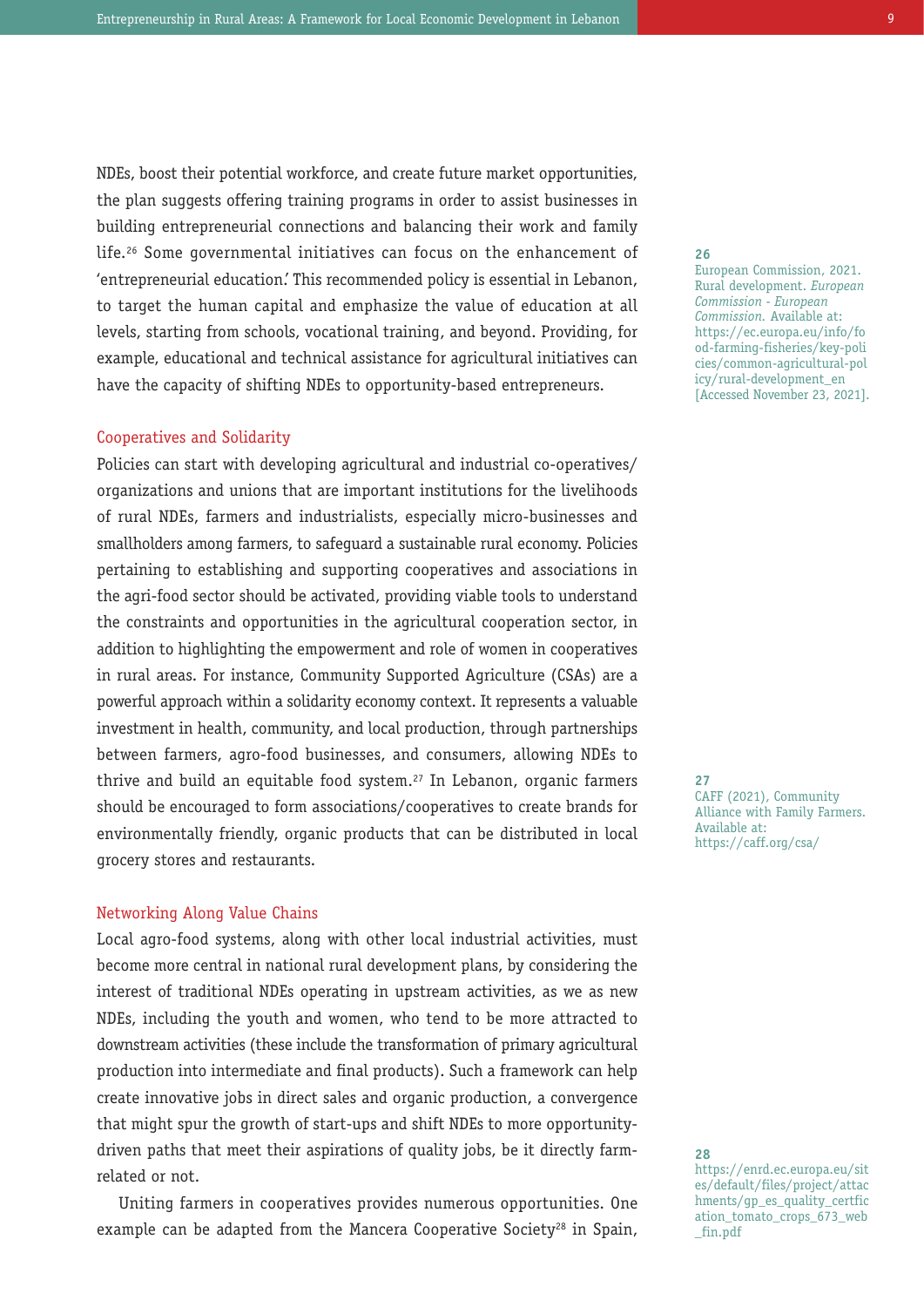NDEs, boost their potential workforce, and create future market opportunities, the plan suggests offering training programs in order to assist businesses in building entrepreneurial connections and balancing their work and family life.[26] Some governmental initiatives can focus on the enhancement of 'entrepreneurial education.' This recommended policy is essential in Lebanon, to target the human capital and emphasize the value of education at all levels, starting from schools, vocational training, and beyond. Providing, for example, educational and technical assistance for agricultural initiatives can have the capacity of shifting NDEs to opportunity-based entrepreneurs.

### Cooperatives and Solidarity

Policies can start with developing agricultural and industrial co-operatives/ organizations and unions that are important institutions for the livelihoods of rural NDEs, farmers and industrialists, especially micro-businesses and smallholders among farmers, to safeguard a sustainable rural economy. Policies pertaining to establishing and supporting cooperatives and associations in the agri-food sector should be activated, providing viable tools to understand the constraints and opportunities in the agricultural cooperation sector, in addition to highlighting the empowerment and role of women in cooperatives in rural areas. For instance, Community Supported Agriculture (CSAs) are a powerful approach within a solidarity economy context. It represents a valuable investment in health, community, and local production, through partnerships between farmers, agro-food businesses, and consumers, allowing NDEs to thrive and build an equitable food system.[27] In Lebanon, organic farmers should be encouraged to form associations/cooperatives to create brands for environmentally friendly, organic products that can be distributed in local grocery stores and restaurants.

### Networking Along Value Chains

Local agro-food systems, along with other local industrial activities, must become more central in national rural development plans, by considering the interest of traditional NDEs operating in upstream activities, as we as new NDEs, including the youth and women, who tend to be more attracted to downstream activities (these include the transformation of primary agricultural production into intermediate and final products). Such a framework can help create innovative jobs in direct sales and organic production, a convergence that might spur the growth of start-ups and shift NDEs to more opportunity-driven paths that meet their aspirations of quality jobs, be it directly farm-related or not.

Uniting farmers in cooperatives provides numerous opportunities. One example can be adapted from the Mancera Cooperative Society[28] in Spain,

---

**26** European Commission, 2021. Rural development. *European Commission - European Commission*. Available at: https://ec.europa.eu/info/food-farming-fisheries/key-policies/common-agricultural-policy/rural-development_en [Accessed November 23, 2021].

**27** CAFF (2021), Community Alliance with Family Farmers. Available at: https://caff.org/csa/

**28** https://enrd.ec.europa.eu/sites/default/files/project/attachments/gp_es_quality_certfication_tomato_crops_673_web_fin.pdf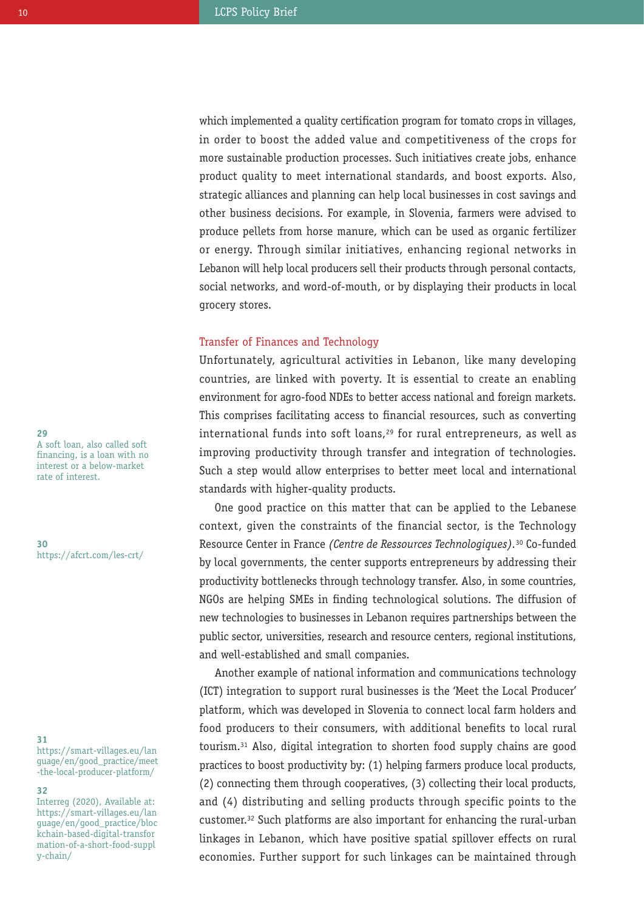which implemented a quality certification program for tomato crops in villages, in order to boost the added value and competitiveness of the crops for more sustainable production processes. Such initiatives create jobs, enhance product quality to meet international standards, and boost exports. Also, strategic alliances and planning can help local businesses in cost savings and other business decisions. For example, in Slovenia, farmers were advised to produce pellets from horse manure, which can be used as organic fertilizer or energy. Through similar initiatives, enhancing regional networks in Lebanon will help local producers sell their products through personal contacts, social networks, and word-of-mouth, or by displaying their products in local grocery stores.

### Transfer of Finances and Technology

Unfortunately, agricultural activities in Lebanon, like many developing countries, are linked with poverty. It is essential to create an enabling environment for agro-food NDEs to better access national and foreign markets. This comprises facilitating access to financial resources, such as converting international funds into soft loans,[29] for rural entrepreneurs, as well as improving productivity through transfer and integration of technologies. Such a step would allow enterprises to better meet local and international standards with higher-quality products.

One good practice on this matter that can be applied to the Lebanese context, given the constraints of the financial sector, is the Technology Resource Center in France *(Centre de Ressources Technologiques)*.[30] Co-funded by local governments, the center supports entrepreneurs by addressing their productivity bottlenecks through technology transfer. Also, in some countries, NGOs are helping SMEs in finding technological solutions. The diffusion of new technologies to businesses in Lebanon requires partnerships between the public sector, universities, research and resource centers, regional institutions, and well-established and small companies.

Another example of national information and communications technology (ICT) integration to support rural businesses is the 'Meet the Local Producer' platform, which was developed in Slovenia to connect local farm holders and food producers to their consumers, with additional benefits to local rural tourism.[31] Also, digital integration to shorten food supply chains are good practices to boost productivity by: (1) helping farmers produce local products, (2) connecting them through cooperatives, (3) collecting their local products, and (4) distributing and selling products through specific points to the customer.[32] Such platforms are also important for enhancing the rural-urban linkages in Lebanon, which have positive spatial spillover effects on rural economies. Further support for such linkages can be maintained through

---

**29** A soft loan, also called soft financing, is a loan with no interest or a below-market rate of interest.

**30** https://afcrt.com/les-crt/

**31** https://smart-villages.eu/language/en/good_practice/meet-the-local-producer-platform/

**32** Interreg (2020), Available at: https://smart-villages.eu/language/en/good_practice/blockchain-based-digital-transformation-of-a-short-food-supply-chain/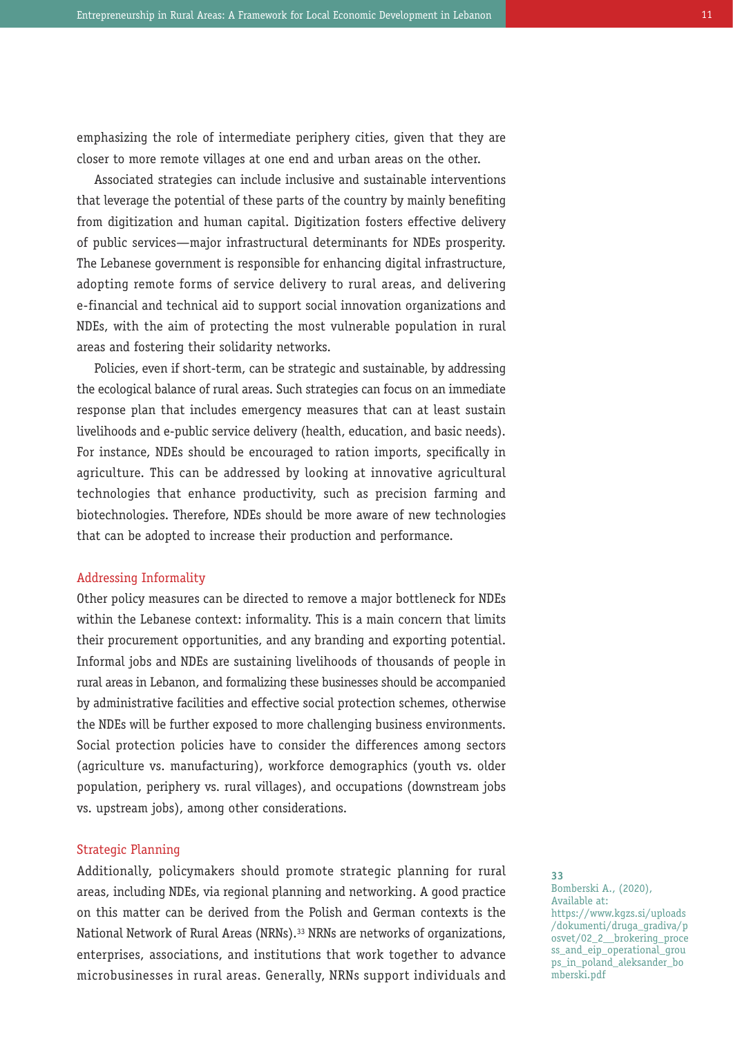emphasizing the role of intermediate periphery cities, given that they are closer to more remote villages at one end and urban areas on the other.

Associated strategies can include inclusive and sustainable interventions that leverage the potential of these parts of the country by mainly benefiting from digitization and human capital. Digitization fosters effective delivery of public services—major infrastructural determinants for NDEs prosperity. The Lebanese government is responsible for enhancing digital infrastructure, adopting remote forms of service delivery to rural areas, and delivering e-financial and technical aid to support social innovation organizations and NDEs, with the aim of protecting the most vulnerable population in rural areas and fostering their solidarity networks.

Policies, even if short-term, can be strategic and sustainable, by addressing the ecological balance of rural areas. Such strategies can focus on an immediate response plan that includes emergency measures that can at least sustain livelihoods and e-public service delivery (health, education, and basic needs). For instance, NDEs should be encouraged to ration imports, specifically in agriculture. This can be addressed by looking at innovative agricultural technologies that enhance productivity, such as precision farming and biotechnologies. Therefore, NDEs should be more aware of new technologies that can be adopted to increase their production and performance.

### Addressing Informality

Other policy measures can be directed to remove a major bottleneck for NDEs within the Lebanese context: informality. This is a main concern that limits their procurement opportunities, and any branding and exporting potential. Informal jobs and NDEs are sustaining livelihoods of thousands of people in rural areas in Lebanon, and formalizing these businesses should be accompanied by administrative facilities and effective social protection schemes, otherwise the NDEs will be further exposed to more challenging business environments. Social protection policies have to consider the differences among sectors (agriculture vs. manufacturing), workforce demographics (youth vs. older population, periphery vs. rural villages), and occupations (downstream jobs vs. upstream jobs), among other considerations.

### Strategic Planning

Additionally, policymakers should promote strategic planning for rural areas, including NDEs, via regional planning and networking. A good practice on this matter can be derived from the Polish and German contexts is the National Network of Rural Areas (NRNs).[33] NRNs are networks of organizations, enterprises, associations, and institutions that work together to advance microbusinesses in rural areas. Generally, NRNs support individuals and

33 Bomberski A., (2020), Available at: https://www.kgzs.si/uploads/dokumenti/druga_gradiva/posvet/02_2__brokering_process_and_eip_operational_groups_in_poland_aleksander_bomberski.pdf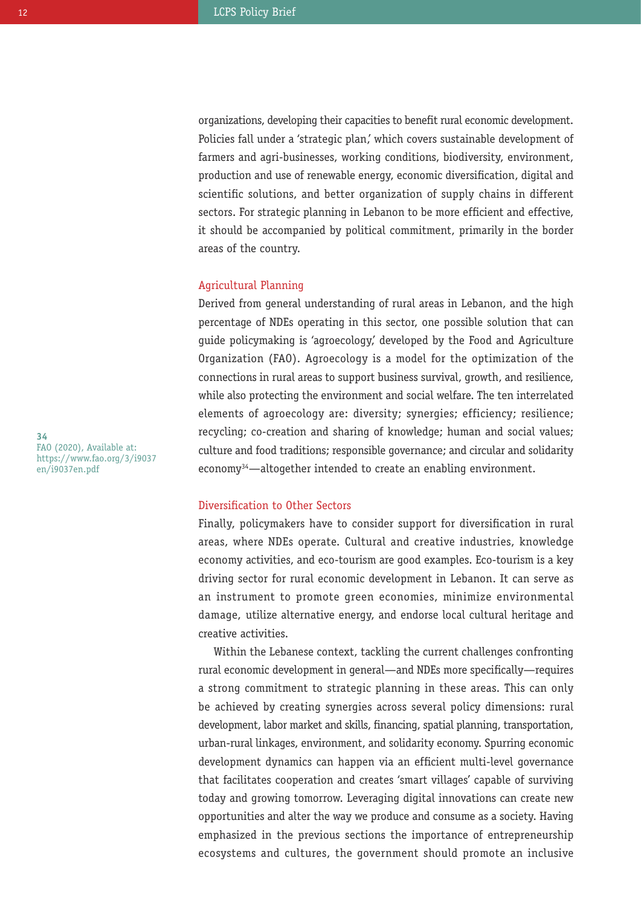organizations, developing their capacities to benefit rural economic development. Policies fall under a 'strategic plan,' which covers sustainable development of farmers and agri-businesses, working conditions, biodiversity, environment, production and use of renewable energy, economic diversification, digital and scientific solutions, and better organization of supply chains in different sectors. For strategic planning in Lebanon to be more efficient and effective, it should be accompanied by political commitment, primarily in the border areas of the country.

### Agricultural Planning

Derived from general understanding of rural areas in Lebanon, and the high percentage of NDEs operating in this sector, one possible solution that can guide policymaking is 'agroecology,' developed by the Food and Agriculture Organization (FAO). Agroecology is a model for the optimization of the connections in rural areas to support business survival, growth, and resilience, while also protecting the environment and social welfare. The ten interrelated elements of agroecology are: diversity; synergies; efficiency; resilience; recycling; co-creation and sharing of knowledge; human and social values; culture and food traditions; responsible governance; and circular and solidarity economy[34]—altogether intended to create an enabling environment.

### Diversification to Other Sectors

Finally, policymakers have to consider support for diversification in rural areas, where NDEs operate. Cultural and creative industries, knowledge economy activities, and eco-tourism are good examples. Eco-tourism is a key driving sector for rural economic development in Lebanon. It can serve as an instrument to promote green economies, minimize environmental damage, utilize alternative energy, and endorse local cultural heritage and creative activities.

Within the Lebanese context, tackling the current challenges confronting rural economic development in general—and NDEs more specifically—requires a strong commitment to strategic planning in these areas. This can only be achieved by creating synergies across several policy dimensions: rural development, labor market and skills, financing, spatial planning, transportation, urban-rural linkages, environment, and solidarity economy. Spurring economic development dynamics can happen via an efficient multi-level governance that facilitates cooperation and creates 'smart villages' capable of surviving today and growing tomorrow. Leveraging digital innovations can create new opportunities and alter the way we produce and consume as a society. Having emphasized in the previous sections the importance of entrepreneurship ecosystems and cultures, the government should promote an inclusive

---

34 FAO (2020), Available at: https://www.fao.org/3/i9037en/i9037en.pdf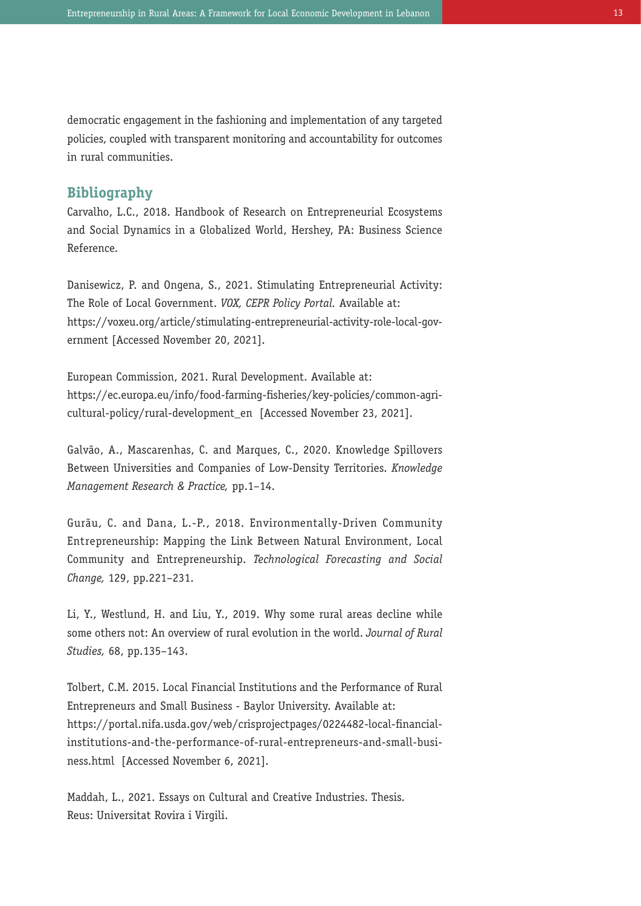democratic engagement in the fashioning and implementation of any targeted policies, coupled with transparent monitoring and accountability for outcomes in rural communities.

## Bibliography

Carvalho, L.C., 2018. Handbook of Research on Entrepreneurial Ecosystems and Social Dynamics in a Globalized World, Hershey, PA: Business Science Reference.

Danisewicz, P. and Ongena, S., 2021. Stimulating Entrepreneurial Activity: The Role of Local Government. *VOX, CEPR Policy Portal*. Available at: https://voxeu.org/article/stimulating-entrepreneurial-activity-role-local-government [Accessed November 20, 2021].

European Commission, 2021. Rural Development. Available at: https://ec.europa.eu/info/food-farming-fisheries/key-policies/common-agricultural-policy/rural-development_en [Accessed November 23, 2021].

Galvão, A., Mascarenhas, C. and Marques, C., 2020. Knowledge Spillovers Between Universities and Companies of Low-Density Territories. *Knowledge Management Research & Practice,* pp.1–14.

Gurău, C. and Dana, L.-P., 2018. Environmentally-Driven Community Entrepreneurship: Mapping the Link Between Natural Environment, Local Community and Entrepreneurship. *Technological Forecasting and Social Change,* 129, pp.221–231.

Li, Y., Westlund, H. and Liu, Y., 2019. Why some rural areas decline while some others not: An overview of rural evolution in the world. *Journal of Rural Studies,* 68, pp.135–143.

Tolbert, C.M. 2015. Local Financial Institutions and the Performance of Rural Entrepreneurs and Small Business - Baylor University. Available at: https://portal.nifa.usda.gov/web/crisprojectpages/0224482-local-financial-institutions-and-the-performance-of-rural-entrepreneurs-and-small-business.html [Accessed November 6, 2021].

Maddah, L., 2021. Essays on Cultural and Creative Industries. Thesis. Reus: Universitat Rovira i Virgili.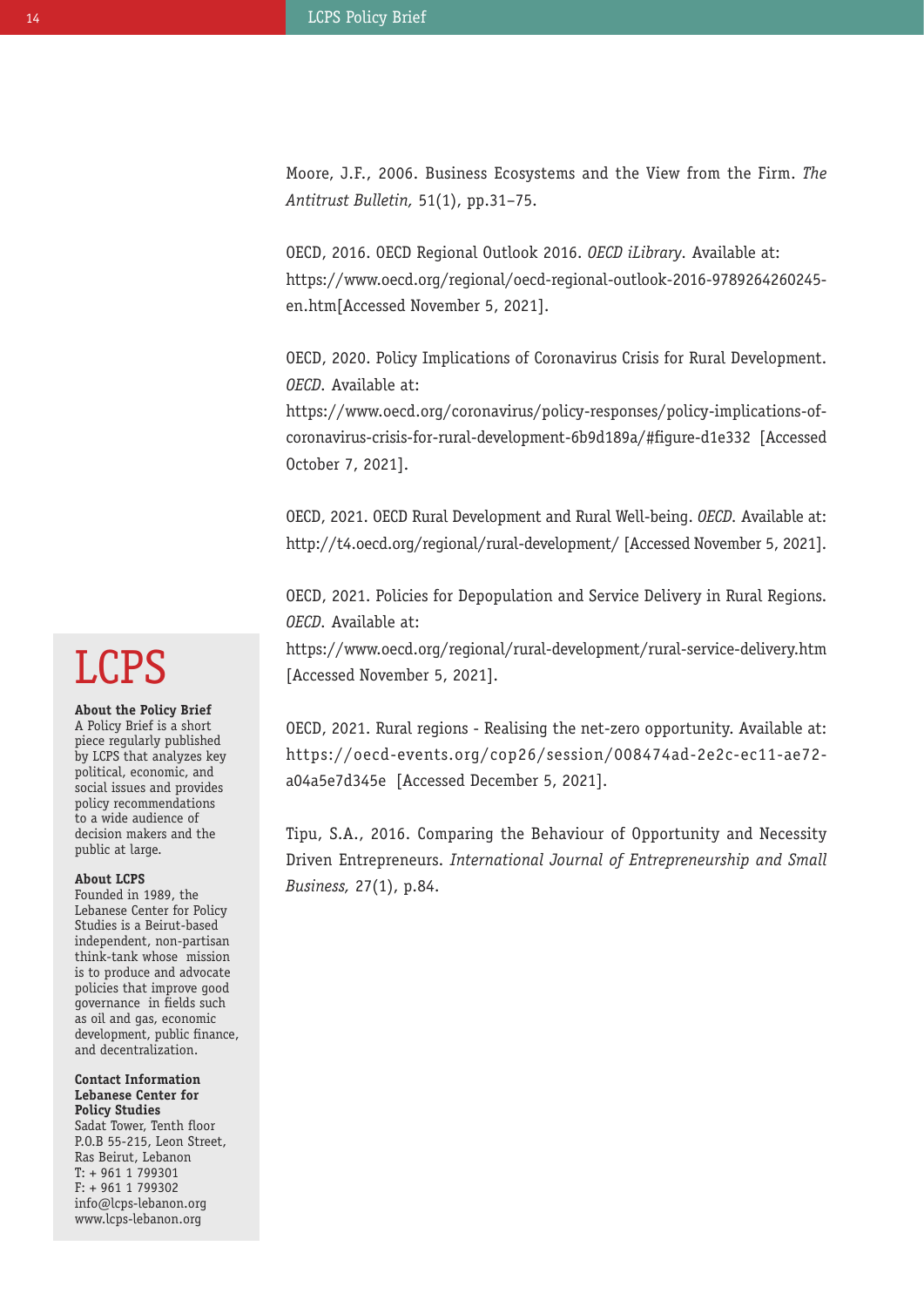Moore, J.F., 2006. Business Ecosystems and the View from the Firm. *The Antitrust Bulletin,* 51(1), pp.31–75.

OECD, 2016. OECD Regional Outlook 2016. *OECD iLibrary*. Available at: https://www.oecd.org/regional/oecd-regional-outlook-2016-9789264260245-en.htm[Accessed November 5, 2021].

OECD, 2020. Policy Implications of Coronavirus Crisis for Rural Development. *OECD*. Available at: https://www.oecd.org/coronavirus/policy-responses/policy-implications-of-coronavirus-crisis-for-rural-development-6b9d189a/#figure-d1e332 [Accessed October 7, 2021].

OECD, 2021. OECD Rural Development and Rural Well-being. *OECD*. Available at: http://t4.oecd.org/regional/rural-development/ [Accessed November 5, 2021].

OECD, 2021. Policies for Depopulation and Service Delivery in Rural Regions. *OECD*. Available at: https://www.oecd.org/regional/rural-development/rural-service-delivery.htm [Accessed November 5, 2021].

OECD, 2021. Rural regions - Realising the net-zero opportunity. Available at: https://oecd-events.org/cop26/session/008474ad-2e2c-ec11-ae72-a04a5e7d345e [Accessed December 5, 2021].

Tipu, S.A., 2016. Comparing the Behaviour of Opportunity and Necessity Driven Entrepreneurs. *International Journal of Entrepreneurship and Small Business,* 27(1), p.84.

LCPS

**About the Policy Brief**
A Policy Brief is a short piece regularly published by LCPS that analyzes key political, economic, and social issues and provides policy recommendations to a wide audience of decision makers and the public at large.

**About LCPS**
Founded in 1989, the Lebanese Center for Policy Studies is a Beirut-based independent, non-partisan think-tank whose mission is to produce and advocate policies that improve good governance in fields such as oil and gas, economic development, public finance, and decentralization.

**Contact Information**
**Lebanese Center for Policy Studies**
Sadat Tower, Tenth floor
P.O.B 55-215, Leon Street,
Ras Beirut, Lebanon
T: + 961 1 799301
F: + 961 1 799302
info@lcps-lebanon.org
www.lcps-lebanon.org